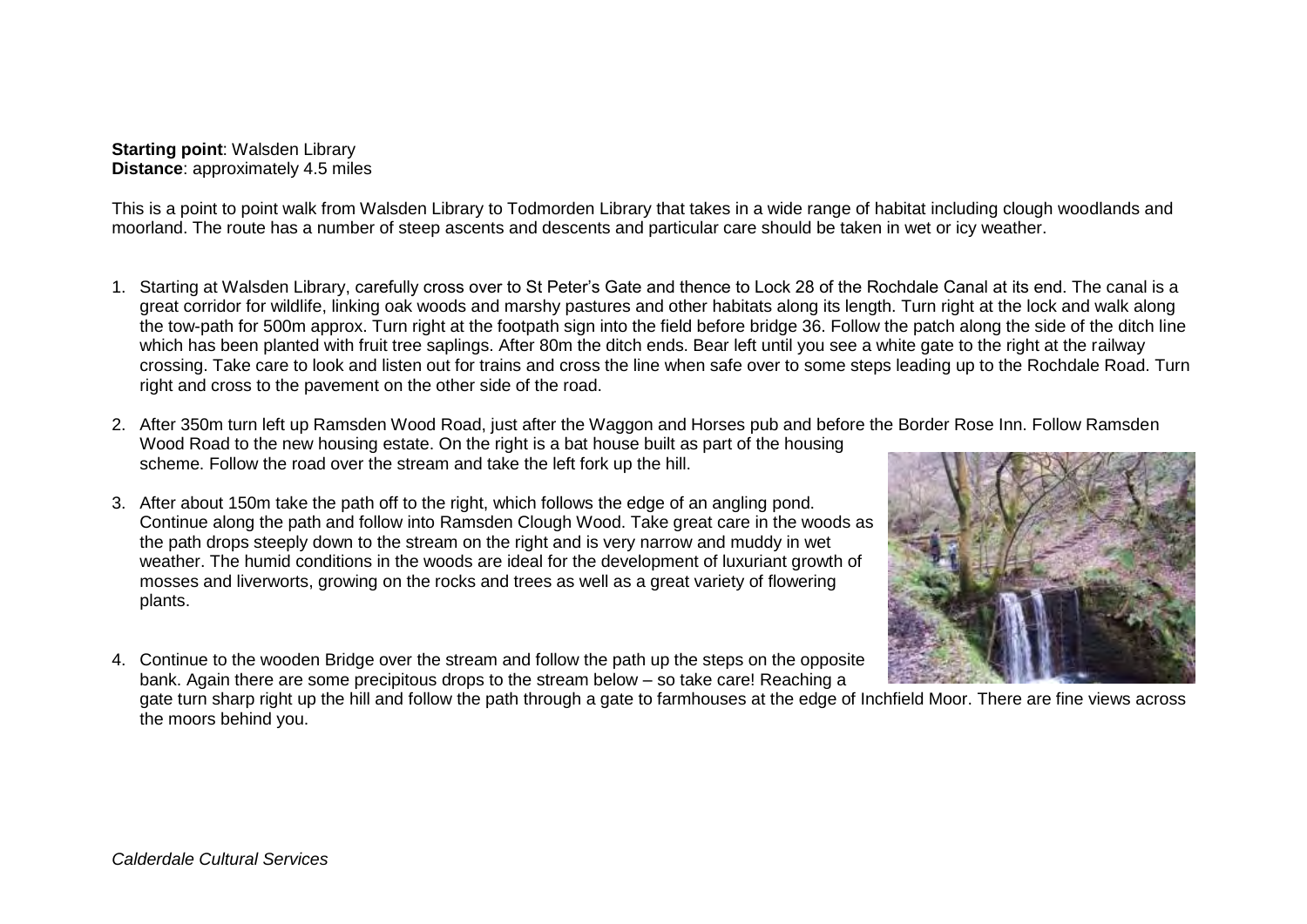**Starting point**: Walsden Library
**Distance**: approximately 4.5 miles

This is a point to point walk from Walsden Library to Todmorden Library that takes in a wide range of habitat including clough woodlands and moorland. The route has a number of steep ascents and descents and particular care should be taken in wet or icy weather.

1. Starting at Walsden Library, carefully cross over to St Peter's Gate and thence to Lock 28 of the Rochdale Canal at its end. The canal is a great corridor for wildlife, linking oak woods and marshy pastures and other habitats along its length. Turn right at the lock and walk along the tow-path for 500m approx. Turn right at the footpath sign into the field before bridge 36. Follow the patch along the side of the ditch line which has been planted with fruit tree saplings. After 80m the ditch ends. Bear left until you see a white gate to the right at the railway crossing. Take care to look and listen out for trains and cross the line when safe over to some steps leading up to the Rochdale Road. Turn right and cross to the pavement on the other side of the road.

2. After 350m turn left up Ramsden Wood Road, just after the Waggon and Horses pub and before the Border Rose Inn. Follow Ramsden Wood Road to the new housing estate. On the right is a bat house built as part of the housing scheme. Follow the road over the stream and take the left fork up the hill.

3. After about 150m take the path off to the right, which follows the edge of an angling pond. Continue along the path and follow into Ramsden Clough Wood. Take great care in the woods as the path drops steeply down to the stream on the right and is very narrow and muddy in wet weather. The humid conditions in the woods are ideal for the development of luxuriant growth of mosses and liverworts, growing on the rocks and trees as well as a great variety of flowering plants.

4. Continue to the wooden Bridge over the stream and follow the path up the steps on the opposite bank. Again there are some precipitous drops to the stream below – so take care! Reaching a gate turn sharp right up the hill and follow the path through a gate to farmhouses at the edge of Inchfield Moor. There are fine views across the moors behind you.

*Calderdale Cultural Services*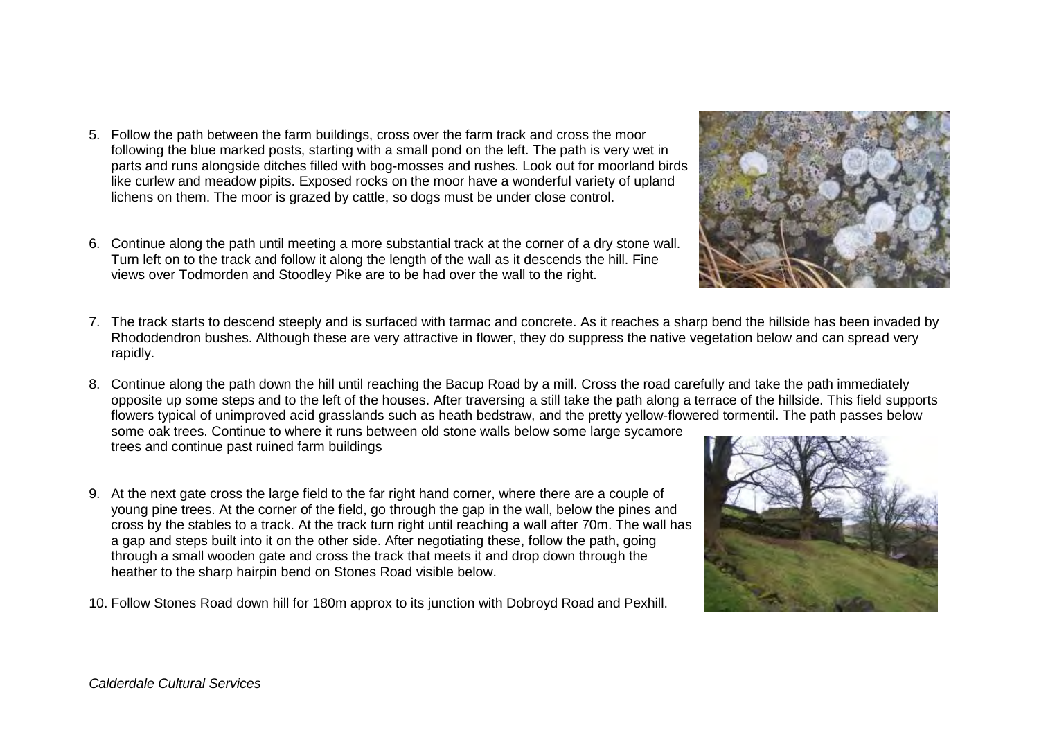5. Follow the path between the farm buildings, cross over the farm track and cross the moor following the blue marked posts, starting with a small pond on the left. The path is very wet in parts and runs alongside ditches filled with bog-mosses and rushes. Look out for moorland birds like curlew and meadow pipits. Exposed rocks on the moor have a wonderful variety of upland lichens on them. The moor is grazed by cattle, so dogs must be under close control.

6. Continue along the path until meeting a more substantial track at the corner of a dry stone wall. Turn left on to the track and follow it along the length of the wall as it descends the hill. Fine views over Todmorden and Stoodley Pike are to be had over the wall to the right.

7. The track starts to descend steeply and is surfaced with tarmac and concrete. As it reaches a sharp bend the hillside has been invaded by Rhododendron bushes. Although these are very attractive in flower, they do suppress the native vegetation below and can spread very rapidly.

8. Continue along the path down the hill until reaching the Bacup Road by a mill. Cross the road carefully and take the path immediately opposite up some steps and to the left of the houses. After traversing a still take the path along a terrace of the hillside. This field supports flowers typical of unimproved acid grasslands such as heath bedstraw, and the pretty yellow-flowered tormentil. The path passes below some oak trees. Continue to where it runs between old stone walls below some large sycamore trees and continue past ruined farm buildings

9. At the next gate cross the large field to the far right hand corner, where there are a couple of young pine trees. At the corner of the field, go through the gap in the wall, below the pines and cross by the stables to a track. At the track turn right until reaching a wall after 70m. The wall has a gap and steps built into it on the other side. After negotiating these, follow the path, going through a small wooden gate and cross the track that meets it and drop down through the heather to the sharp hairpin bend on Stones Road visible below.

10. Follow Stones Road down hill for 180m approx to its junction with Dobroyd Road and Pexhill.

*Calderdale Cultural Services*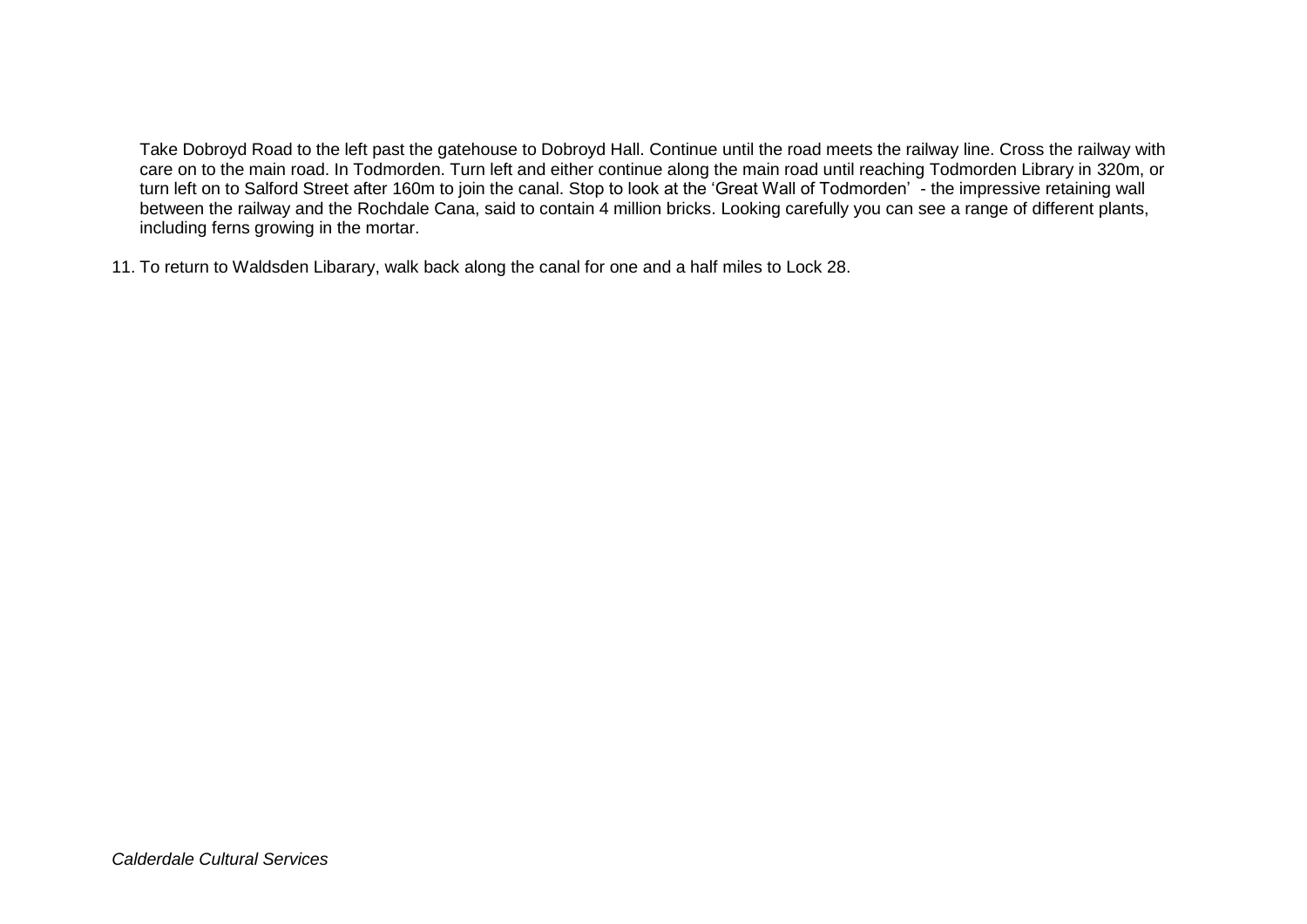Take Dobroyd Road to the left past the gatehouse to Dobroyd Hall. Continue until the road meets the railway line. Cross the railway with care on to the main road. In Todmorden. Turn left and either continue along the main road until reaching Todmorden Library in 320m, or turn left on to Salford Street after 160m to join the canal. Stop to look at the 'Great Wall of Todmorden' - the impressive retaining wall between the railway and the Rochdale Cana, said to contain 4 million bricks. Looking carefully you can see a range of different plants, including ferns growing in the mortar.

11. To return to Waldsden Libarary, walk back along the canal for one and a half miles to Lock 28.